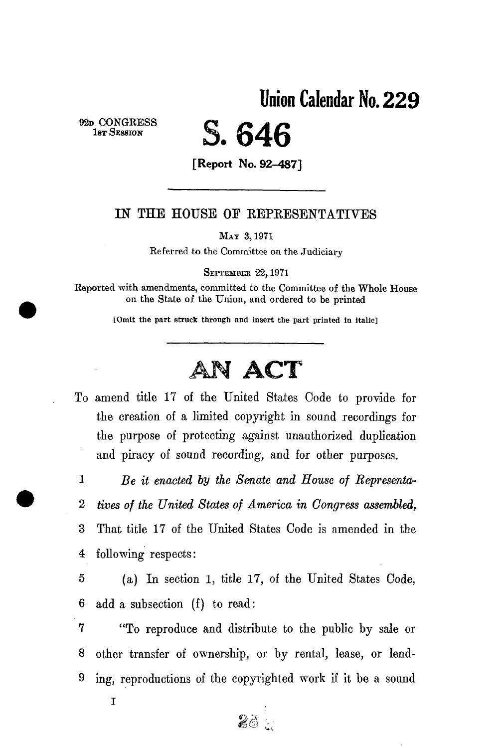**Union Calendar No. 229**

92D CONGRESS
1ST SESSION

# S. 646

[Report No. 92–487]

---

IN THE HOUSE OF REPRESENTATIVES

MAY 3, 1971

Referred to the Committee on the Judiciary

SEPTEMBER 22, 1971

Reported with amendments, committed to the Committee of the Whole House on the State of the Union, and ordered to be printed

[Omit the part struck through and insert the part printed in italic]

---

# AN ACT

To amend title 17 of the United States Code to provide for the creation of a limited copyright in sound recordings for the purpose of protecting against unauthorized duplication and piracy of sound recording, and for other purposes.

1 *Be it enacted by the Senate and House of Representa-*
2 *tives of the United States of America in Congress assembled,*
3 That title 17 of the United States Code is amended in the
4 following respects:
5 (a) In section 1, title 17, of the United States Code,
6 add a subsection (f) to read:
7 "To reproduce and distribute to the public by sale or
8 other transfer of ownership, or by rental, lease, or lend-
9 ing, reproductions of the copyrighted work if it be a sound

I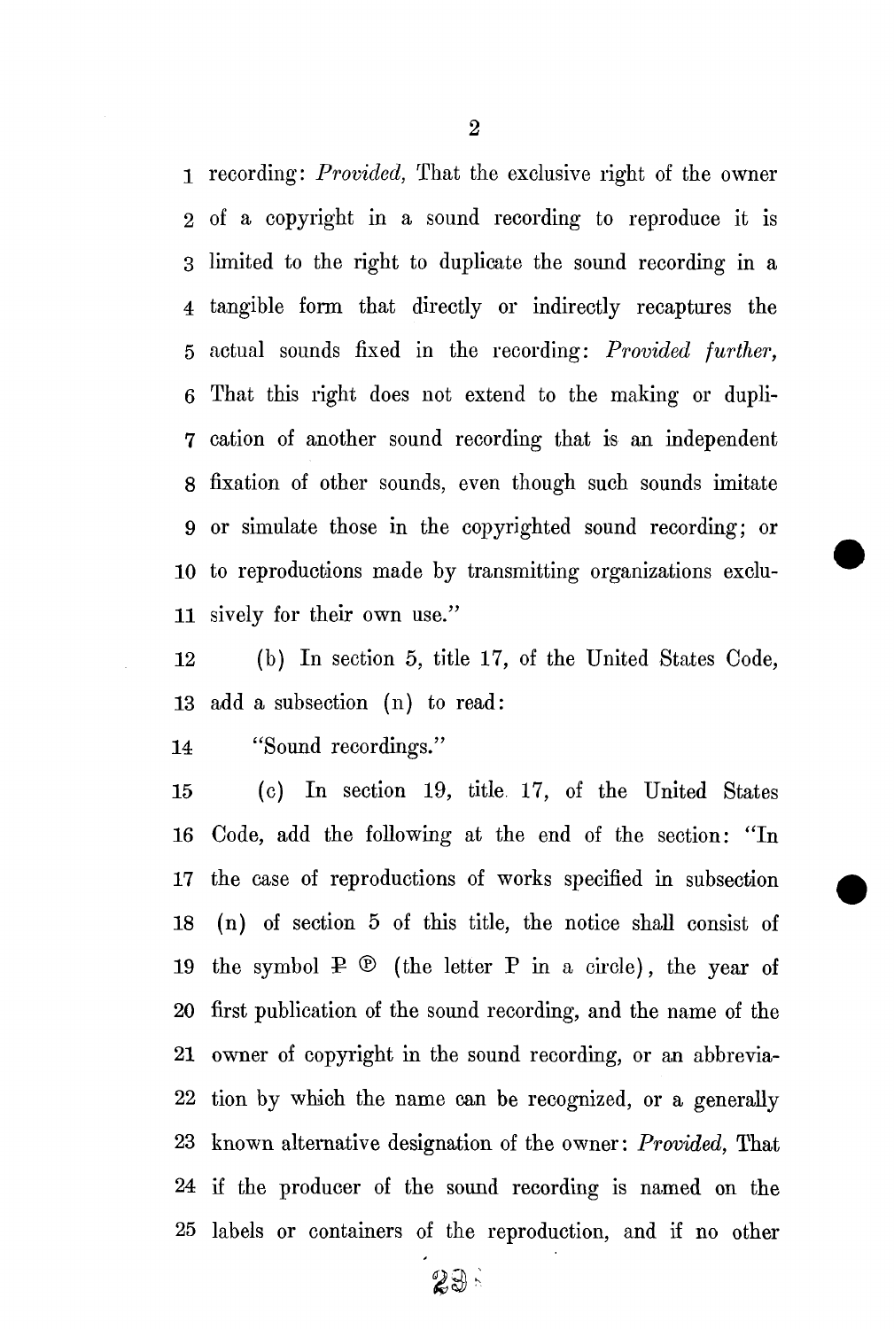recording: *Provided,* That the exclusive right of the owner of a copyright in a sound recording to reproduce it is limited to the right to duplicate the sound recording in a tangible form that directly or indirectly recaptures the actual sounds fixed in the recording: *Provided further,* That this right does not extend to the making or duplication of another sound recording that is an independent fixation of other sounds, even though such sounds imitate or simulate those in the copyrighted sound recording; or to reproductions made by transmitting organizations exclusively for their own use."

(b) In section 5, title 17, of the United States Code, add a subsection (n) to read:

"Sound recordings."

(c) In section 19, title 17, of the United States Code, add the following at the end of the section: "In the case of reproductions of works specified in subsection (n) of section 5 of this title, the notice shall consist of the symbol Ⓟ (the letter P in a circle), the year of first publication of the sound recording, and the name of the owner of copyright in the sound recording, or an abbreviation by which the name can be recognized, or a generally known alternative designation of the owner: *Provided,* That if the producer of the sound recording is named on the labels or containers of the reproduction, and if no other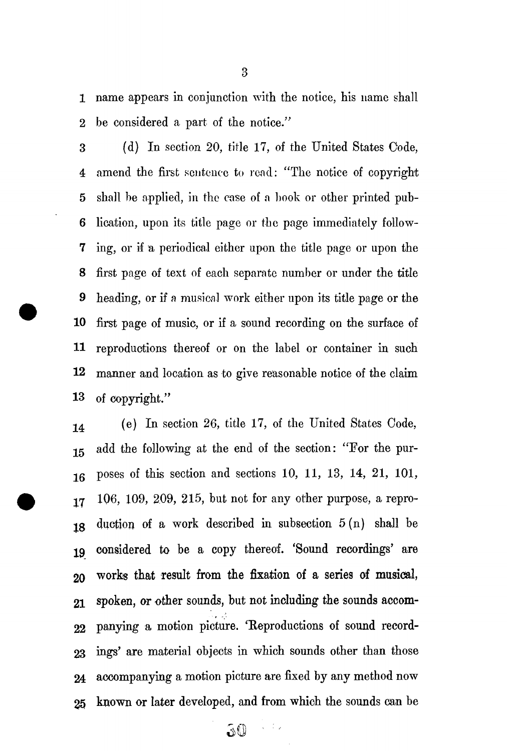name appears in conjunction with the notice, his name shall be considered a part of the notice."

(d) In section 20, title 17, of the United States Code, amend the first sentence to read: "The notice of copyright shall be applied, in the case of a book or other printed publication, upon its title page or the page immediately following, or if a periodical either upon the title page or upon the first page of text of each separate number or under the title heading, or if a musical work either upon its title page or the first page of music, or if a sound recording on the surface of reproductions thereof or on the label or container in such manner and location as to give reasonable notice of the claim of copyright."

(e) In section 26, title 17, of the United States Code, add the following at the end of the section: "For the purposes of this section and sections 10, 11, 13, 14, 21, 101, 106, 109, 209, 215, but not for any other purpose, a reproduction of a work described in subsection 5 (n) shall be considered to be a copy thereof. 'Sound recordings' are works that result from the fixation of a series of musical, spoken, or other sounds, but not including the sounds accompanying a motion picture. 'Reproductions of sound recordings' are material objects in which sounds other than those accompanying a motion picture are fixed by any method now known or later developed, and from which the sounds can be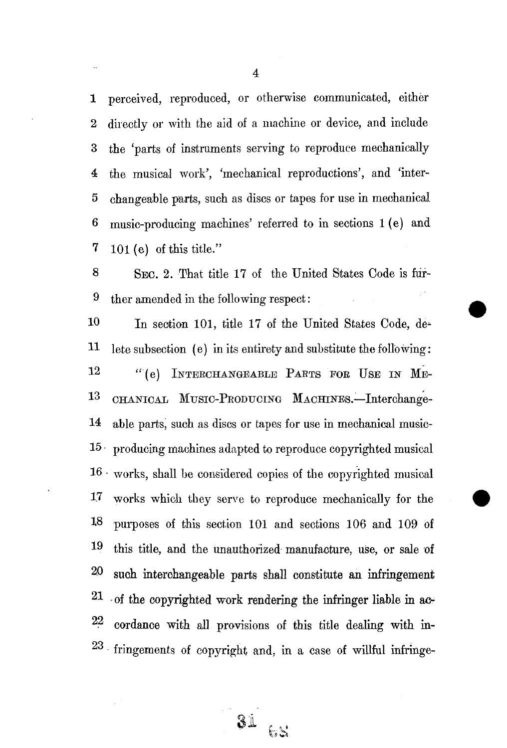perceived, reproduced, or otherwise communicated, either directly or with the aid of a machine or device, and include the 'parts of instruments serving to reproduce mechanically the musical work', 'mechanical reproductions', and 'interchangeable parts, such as discs or tapes for use in mechanical music-producing machines' referred to in sections 1 (e) and 101 (e) of this title."

SEC. 2. That title 17 of the United States Code is further amended in the following respect:

In section 101, title 17 of the United States Code, delete subsection (e) in its entirety and substitute the following:

"(e) INTERCHANGEABLE PARTS FOR USE IN MECHANICAL MUSIC-PRODUCING MACHINES.—Interchangeable parts, such as discs or tapes for use in mechanical music-producing machines adapted to reproduce copyrighted musical works, shall be considered copies of the copyrighted musical works which they serve to reproduce mechanically for the purposes of this section 101 and sections 106 and 109 of this title, and the unauthorized manufacture, use, or sale of such interchangeable parts shall constitute an infringement of the copyrighted work rendering the infringer liable in accordance with all provisions of this title dealing with infringements of copyright and, in a case of willful infringe-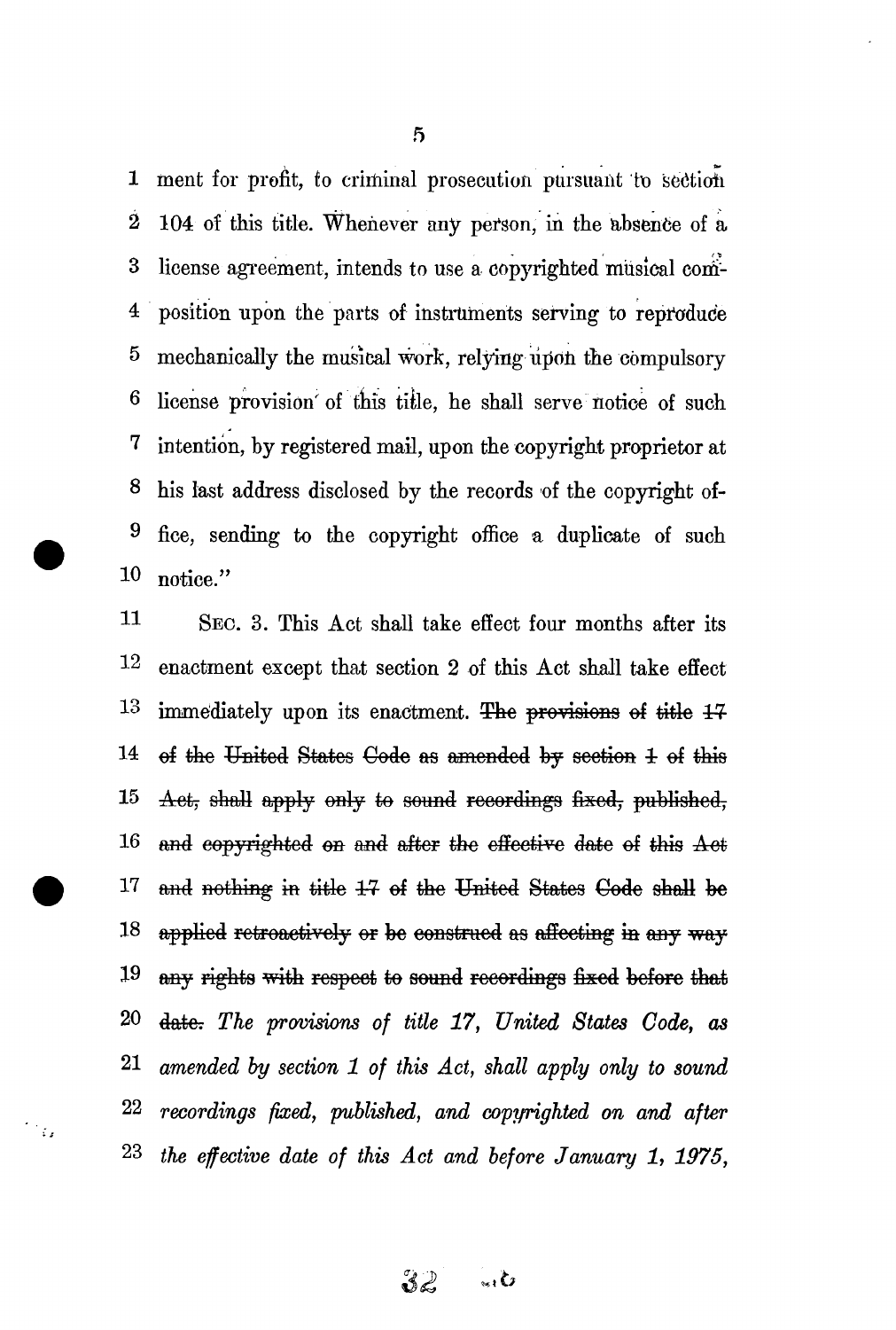ment for profit, to criminal prosecution pursuant to section 104 of this title. Whenever any person, in the absence of a license agreement, intends to use a copyrighted musical composition upon the parts of instruments serving to reproduce mechanically the musical work, relying upon the compulsory license provision of this title, he shall serve notice of such intention, by registered mail, upon the copyright proprietor at his last address disclosed by the records of the copyright office, sending to the copyright office a duplicate of such notice."

SEC. 3. This Act shall take effect four months after its enactment except that section 2 of this Act shall take effect immediately upon its enactment. ~~The provisions of title 17 of the United States Code as amended by section 1 of this Act, shall apply only to sound recordings fixed, published, and copyrighted on and after the effective date of this Act and nothing in title 17 of the United States Code shall be applied retroactively or be construed as affecting in any way any rights with respect to sound recordings fixed before that date.~~ *The provisions of title 17, United States Code, as amended by section 1 of this Act, shall apply only to sound recordings fixed, published, and copyrighted on and after the effective date of this Act and before January 1, 1975,*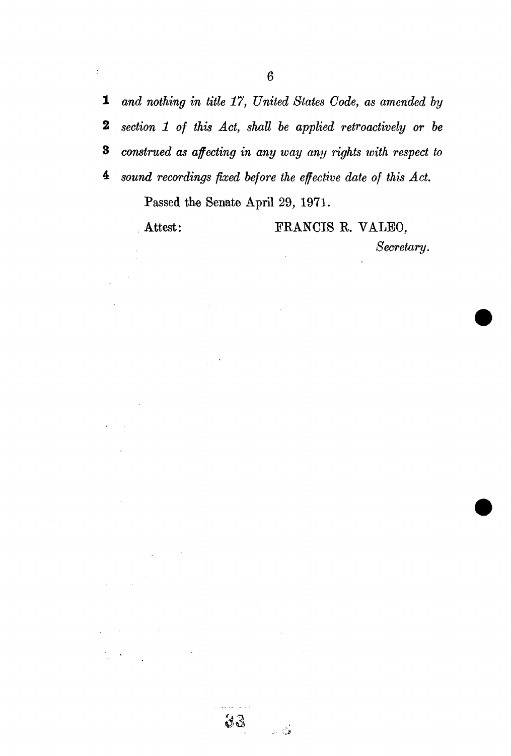1 *and nothing in title 17, United States Code, as amended by*
2 *section 1 of this Act, shall be applied retroactively or be*
3 *construed as affecting in any way any rights with respect to*
4 *sound recordings fixed before the effective date of this Act.*

Passed the Senate April 29, 1971.

Attest: FRANCIS R. VALEO,

*Secretary.*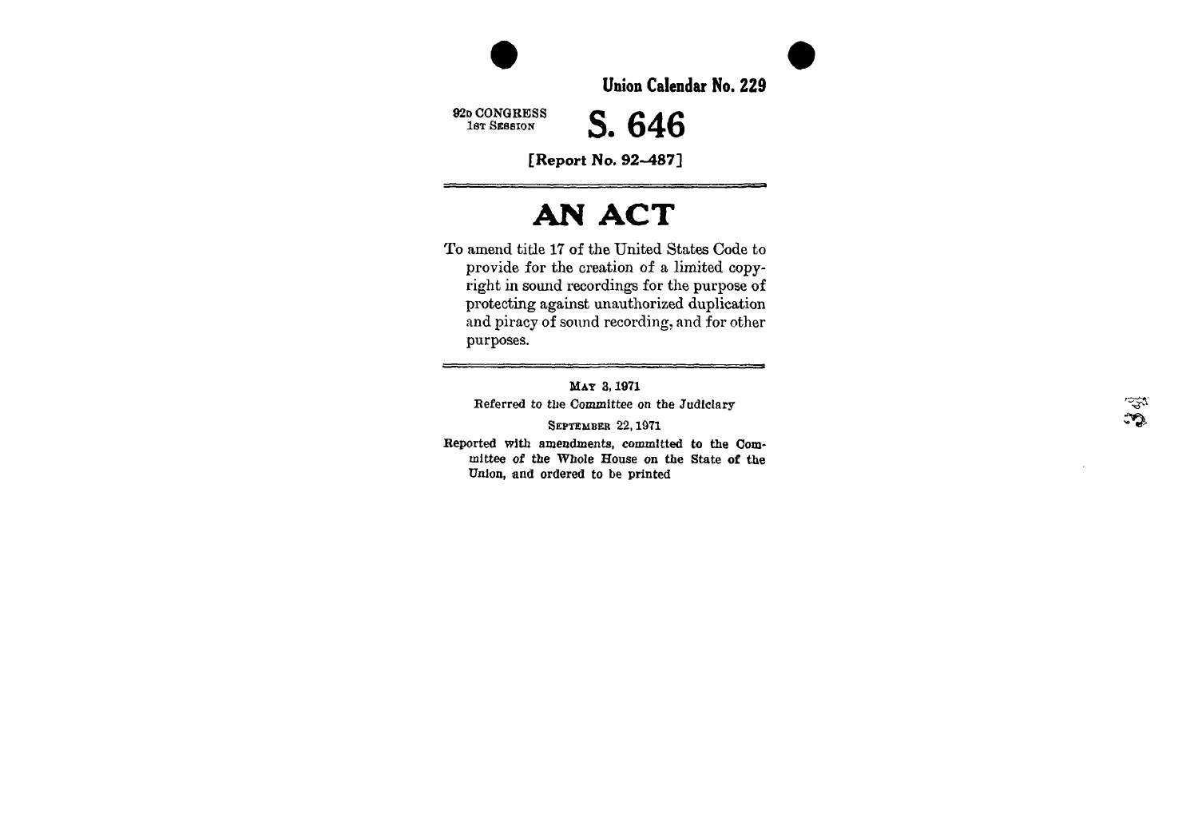Union Calendar No. 229

92D CONGRESS
1ST SESSION

# S. 646

[Report No. 92–487]

# AN ACT

To amend title 17 of the United States Code to provide for the creation of a limited copyright in sound recordings for the purpose of protecting against unauthorized duplication and piracy of sound recording, and for other purposes.

MAY 3, 1971

Referred to the Committee on the Judiciary

SEPTEMBER 22, 1971

Reported with amendments, committed to the Committee of the Whole House on the State of the Union, and ordered to be printed